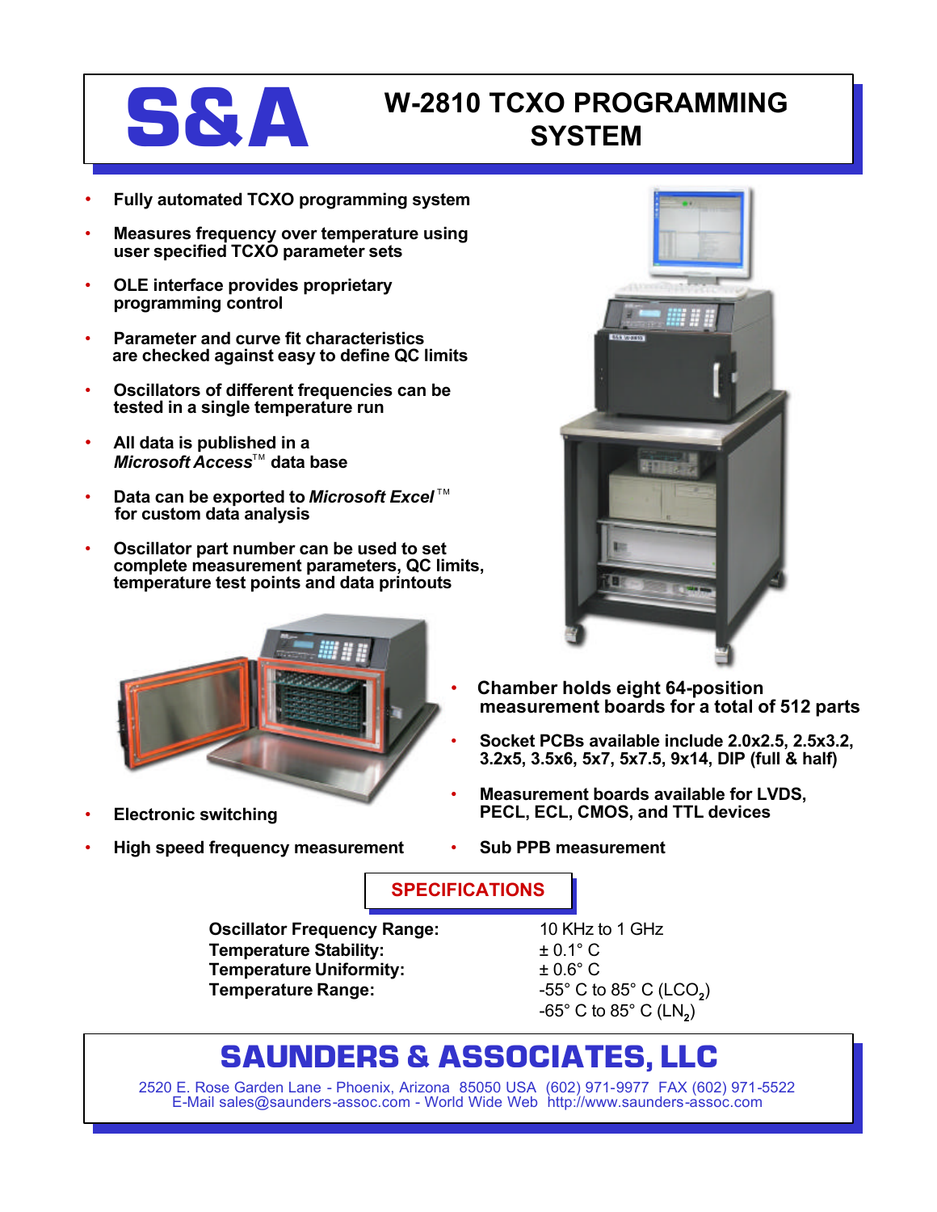# S&A

# W-2810 TCXO PROGRAMMING SYSTEM

- **Fully automated TCXO programming system**
- **Measures frequency over temperature using user specified TCXO parameter sets**
- **OLE interface provides proprietary programming control**
- **Parameter and curve fit characteristics are checked against easy to define QC limits**
- **Oscillators of different frequencies can be tested in a single temperature run**
- **All data is published in a *Microsoft Access*™ data base**
- **Data can be exported to *Microsoft Excel*™ for custom data analysis**
- **Oscillator part number can be used to set complete measurement parameters, QC limits, temperature test points and data printouts**
- **Chamber holds eight 64-position measurement boards for a total of 512 parts**
- **Socket PCBs available include 2.0x2.5, 2.5x3.2, 3.2x5, 3.5x6, 5x7, 5x7.5, 9x14, DIP (full & half)**
- **Measurement boards available for LVDS, PECL, ECL, CMOS, and TTL devices**
- **Electronic switching**
- **High speed frequency measurement**
- **Sub PPB measurement**

## SPECIFICATIONS

| | |
|---|---|
| **Oscillator Frequency Range:** | 10 KHz to 1 GHz |
| **Temperature Stability:** | ± 0.1° C |
| **Temperature Uniformity:** | ± 0.6° C |
| **Temperature Range:** | -55° C to 85° C ($LCO_2$)<br>-65° C to 85° C ($LN_2$) |

## SAUNDERS & ASSOCIATES, LLC

2520 E. Rose Garden Lane - Phoenix, Arizona 85050 USA (602) 971-9977 FAX (602) 971-5522
E-Mail sales@saunders-assoc.com - World Wide Web http://www.saunders-assoc.com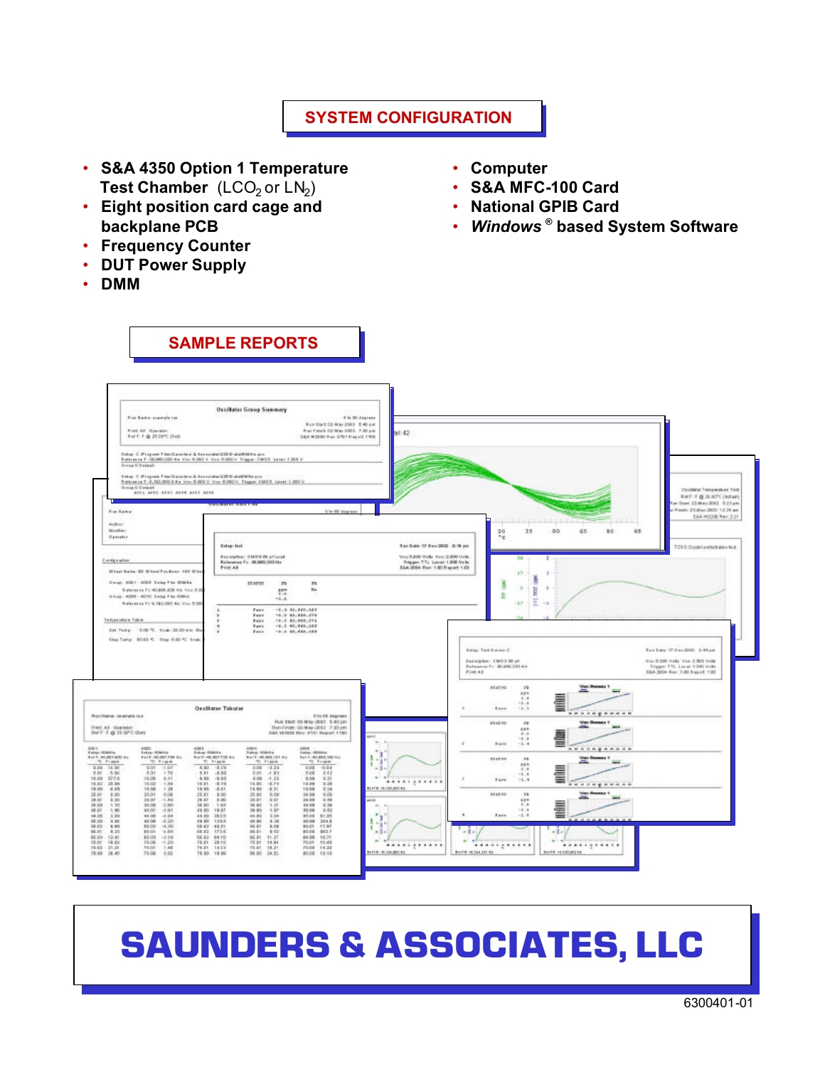## SYSTEM CONFIGURATION

- **S&A 4350 Option 1 Temperature Test Chamber** ($LCO_2$ or $LN_2$)
- **Eight position card cage and backplane PCB**
- **Frequency Counter**
- **DUT Power Supply**
- **DMM**
- **Computer**
- **S&A MFC-100 Card**
- **National GPIB Card**
- ***Windows*® based System Software**

## SAMPLE REPORTS

# SAUNDERS & ASSOCIATES, LLC

6300401-01